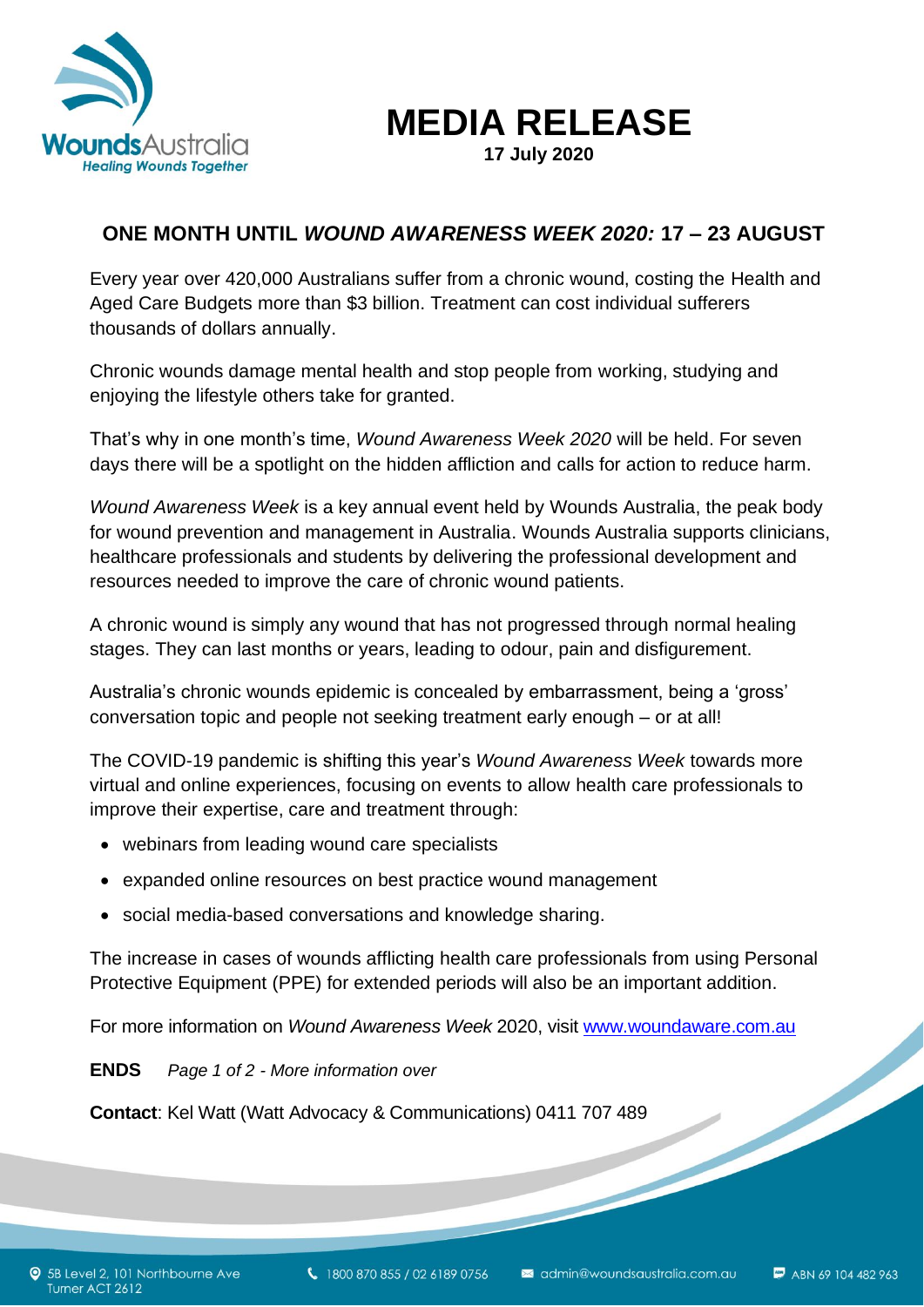# MEDIA RELEASE

**17 July 2020**

## ONE MONTH UNTIL *WOUND AWARENESS WEEK 2020:* 17 – 23 AUGUST

Every year over 420,000 Australians suffer from a chronic wound, costing the Health and Aged Care Budgets more than $3 billion. Treatment can cost individual sufferers thousands of dollars annually.

Chronic wounds damage mental health and stop people from working, studying and enjoying the lifestyle others take for granted.

That's why in one month's time, *Wound Awareness Week 2020* will be held. For seven days there will be a spotlight on the hidden affliction and calls for action to reduce harm.

*Wound Awareness Week* is a key annual event held by Wounds Australia, the peak body for wound prevention and management in Australia. Wounds Australia supports clinicians, healthcare professionals and students by delivering the professional development and resources needed to improve the care of chronic wound patients.

A chronic wound is simply any wound that has not progressed through normal healing stages. They can last months or years, leading to odour, pain and disfigurement.

Australia's chronic wounds epidemic is concealed by embarrassment, being a 'gross' conversation topic and people not seeking treatment early enough – or at all!

The COVID-19 pandemic is shifting this year's *Wound Awareness Week* towards more virtual and online experiences, focusing on events to allow health care professionals to improve their expertise, care and treatment through:

- webinars from leading wound care specialists
- expanded online resources on best practice wound management
- social media-based conversations and knowledge sharing.

The increase in cases of wounds afflicting health care professionals from using Personal Protective Equipment (PPE) for extended periods will also be an important addition.

For more information on *Wound Awareness Week* 2020, visit www.woundaware.com.au

**ENDS** *Page 1 of 2 - More information over*

**Contact**: Kel Watt (Watt Advocacy & Communications) 0411 707 489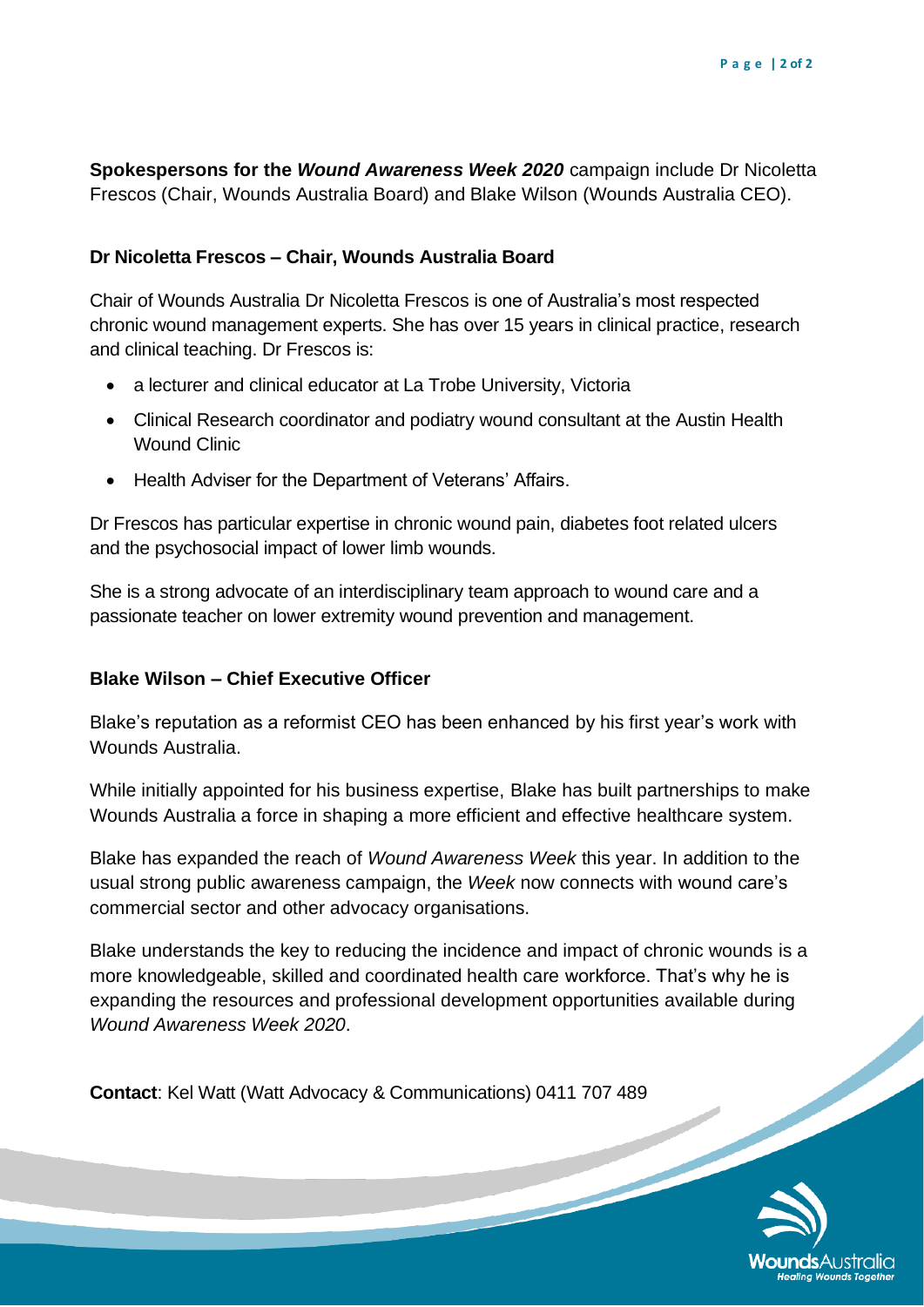**Spokespersons for the *Wound Awareness Week 2020*** campaign include Dr Nicoletta Frescos (Chair, Wounds Australia Board) and Blake Wilson (Wounds Australia CEO).

**Dr Nicoletta Frescos – Chair, Wounds Australia Board**

Chair of Wounds Australia Dr Nicoletta Frescos is one of Australia's most respected chronic wound management experts. She has over 15 years in clinical practice, research and clinical teaching. Dr Frescos is:

- a lecturer and clinical educator at La Trobe University, Victoria
- Clinical Research coordinator and podiatry wound consultant at the Austin Health Wound Clinic
- Health Adviser for the Department of Veterans' Affairs.

Dr Frescos has particular expertise in chronic wound pain, diabetes foot related ulcers and the psychosocial impact of lower limb wounds.

She is a strong advocate of an interdisciplinary team approach to wound care and a passionate teacher on lower extremity wound prevention and management.

**Blake Wilson – Chief Executive Officer**

Blake's reputation as a reformist CEO has been enhanced by his first year's work with Wounds Australia.

While initially appointed for his business expertise, Blake has built partnerships to make Wounds Australia a force in shaping a more efficient and effective healthcare system.

Blake has expanded the reach of *Wound Awareness Week* this year. In addition to the usual strong public awareness campaign, the *Week* now connects with wound care's commercial sector and other advocacy organisations.

Blake understands the key to reducing the incidence and impact of chronic wounds is a more knowledgeable, skilled and coordinated health care workforce. That's why he is expanding the resources and professional development opportunities available during *Wound Awareness Week 2020*.

**Contact**: Kel Watt (Watt Advocacy & Communications) 0411 707 489